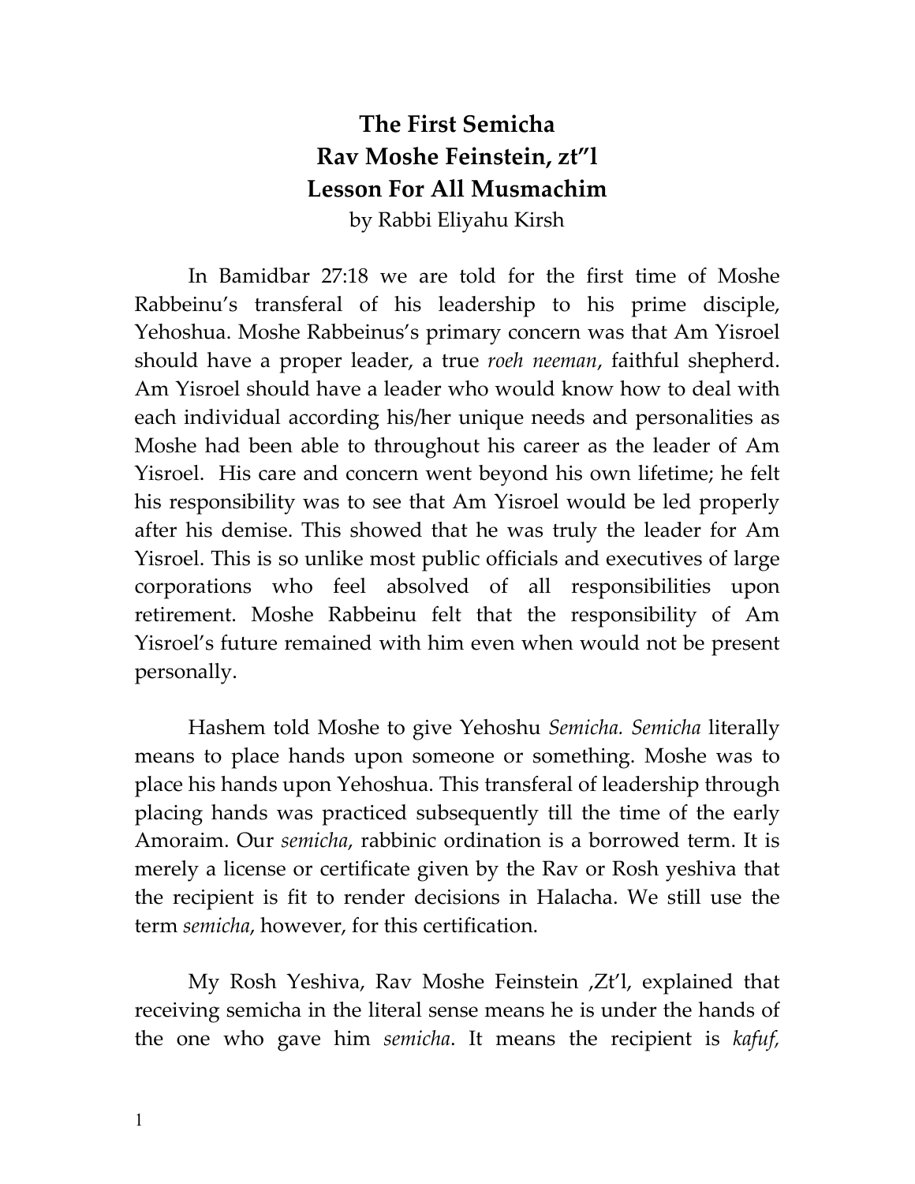# The First Semicha
# Rav Moshe Feinstein, zt"l
# Lesson For All Musmachim

by Rabbi Eliyahu Kirsh

In Bamidbar 27:18 we are told for the first time of Moshe Rabbeinu's transferal of his leadership to his prime disciple, Yehoshua. Moshe Rabbeinus's primary concern was that Am Yisroel should have a proper leader, a true *roeh neeman*, faithful shepherd. Am Yisroel should have a leader who would know how to deal with each individual according his/her unique needs and personalities as Moshe had been able to throughout his career as the leader of Am Yisroel. His care and concern went beyond his own lifetime; he felt his responsibility was to see that Am Yisroel would be led properly after his demise. This showed that he was truly the leader for Am Yisroel. This is so unlike most public officials and executives of large corporations who feel absolved of all responsibilities upon retirement. Moshe Rabbeinu felt that the responsibility of Am Yisroel's future remained with him even when would not be present personally.

Hashem told Moshe to give Yehoshu *Semicha. Semicha* literally means to place hands upon someone or something. Moshe was to place his hands upon Yehoshua. This transferal of leadership through placing hands was practiced subsequently till the time of the early Amoraim. Our *semicha*, rabbinic ordination is a borrowed term. It is merely a license or certificate given by the Rav or Rosh yeshiva that the recipient is fit to render decisions in Halacha. We still use the term *semicha*, however, for this certification.

My Rosh Yeshiva, Rav Moshe Feinstein ,Zt'l, explained that receiving semicha in the literal sense means he is under the hands of the one who gave him *semicha*. It means the recipient is *kafuf,*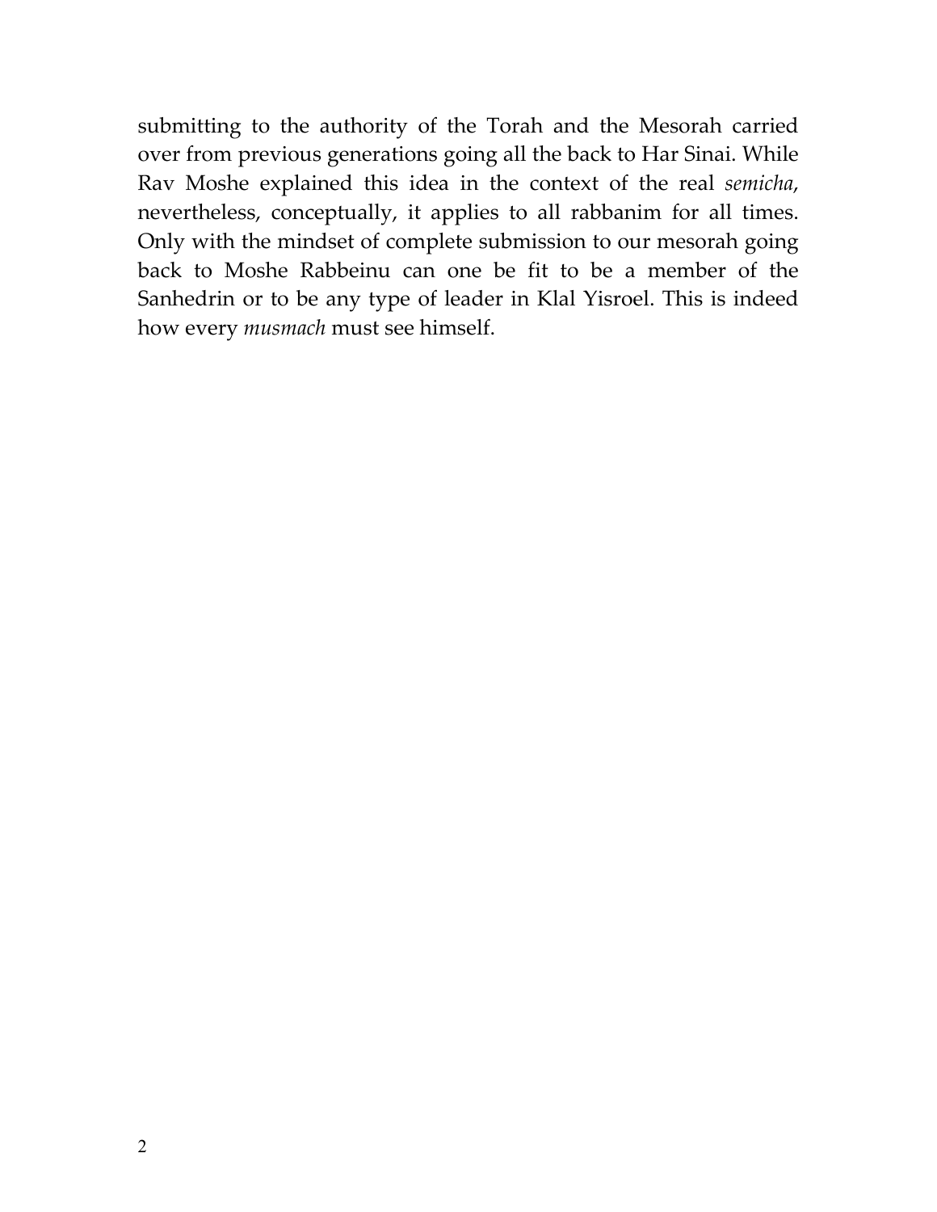submitting to the authority of the Torah and the Mesorah carried over from previous generations going all the back to Har Sinai. While Rav Moshe explained this idea in the context of the real *semicha*, nevertheless, conceptually, it applies to all rabbanim for all times. Only with the mindset of complete submission to our mesorah going back to Moshe Rabbeinu can one be fit to be a member of the Sanhedrin or to be any type of leader in Klal Yisroel. This is indeed how every *musmach* must see himself.